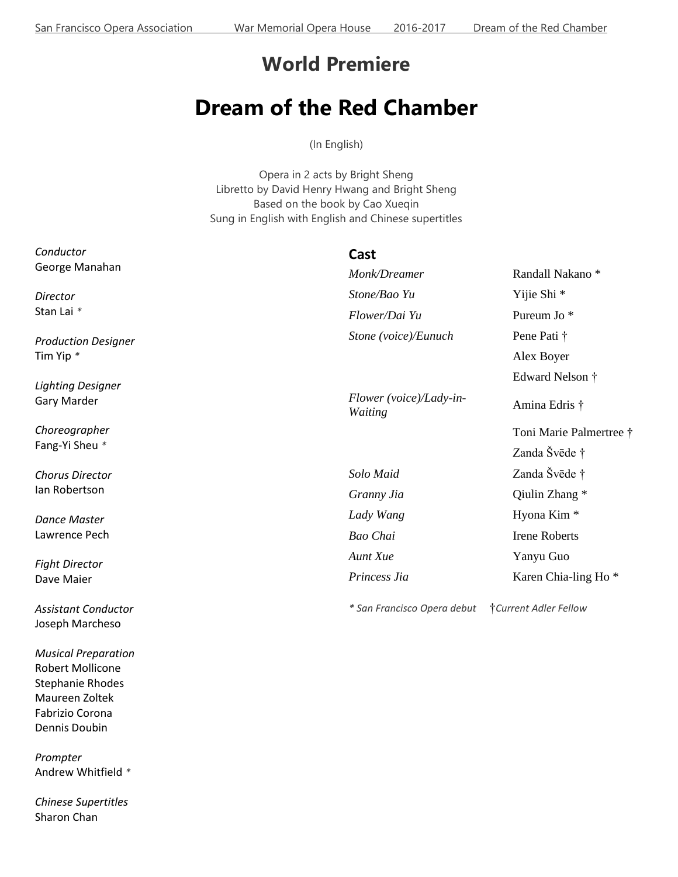# World Premiere

# Dream of the Red Chamber

(In English)

Opera in 2 acts by Bright Sheng
Libretto by David Henry Hwang and Bright Sheng
Based on the book by Cao Xueqin
Sung in English with English and Chinese supertitles

*Conductor*
George Manahan

*Director*
Stan Lai *

*Production Designer*
Tim Yip *

*Lighting Designer*
Gary Marder

*Choreographer*
Fang-Yi Sheu *

*Chorus Director*
Ian Robertson

*Dance Master*
Lawrence Pech

*Fight Director*
Dave Maier

*Assistant Conductor*
Joseph Marcheso

*Musical Preparation*
Robert Mollicone
Stephanie Rhodes
Maureen Zoltek
Fabrizio Corona
Dennis Doubin

*Prompter*
Andrew Whitfield *

*Chinese Supertitles*
Sharon Chan

## Cast

| | |
|---|---|
| *Monk/Dreamer* | Randall Nakano * |
| *Stone/Bao Yu* | Yijie Shi * |
| *Flower/Dai Yu* | Pureum Jo * |
| *Stone (voice)/Eunuch* | Pene Pati † |
| | Alex Boyer |
| | Edward Nelson † |
| *Flower (voice)/Lady-in-Waiting* | Amina Edris † |
| | Toni Marie Palmertree † |
| | Zanda Švēde † |
| *Solo Maid* | Zanda Švēde † |
| *Granny Jia* | Qiulin Zhang * |
| *Lady Wang* | Hyona Kim * |
| *Bao Chai* | Irene Roberts |
| *Aunt Xue* | Yanyu Guo |
| *Princess Jia* | Karen Chia-ling Ho * |

*\* San Francisco Opera debut* †*Current Adler Fellow*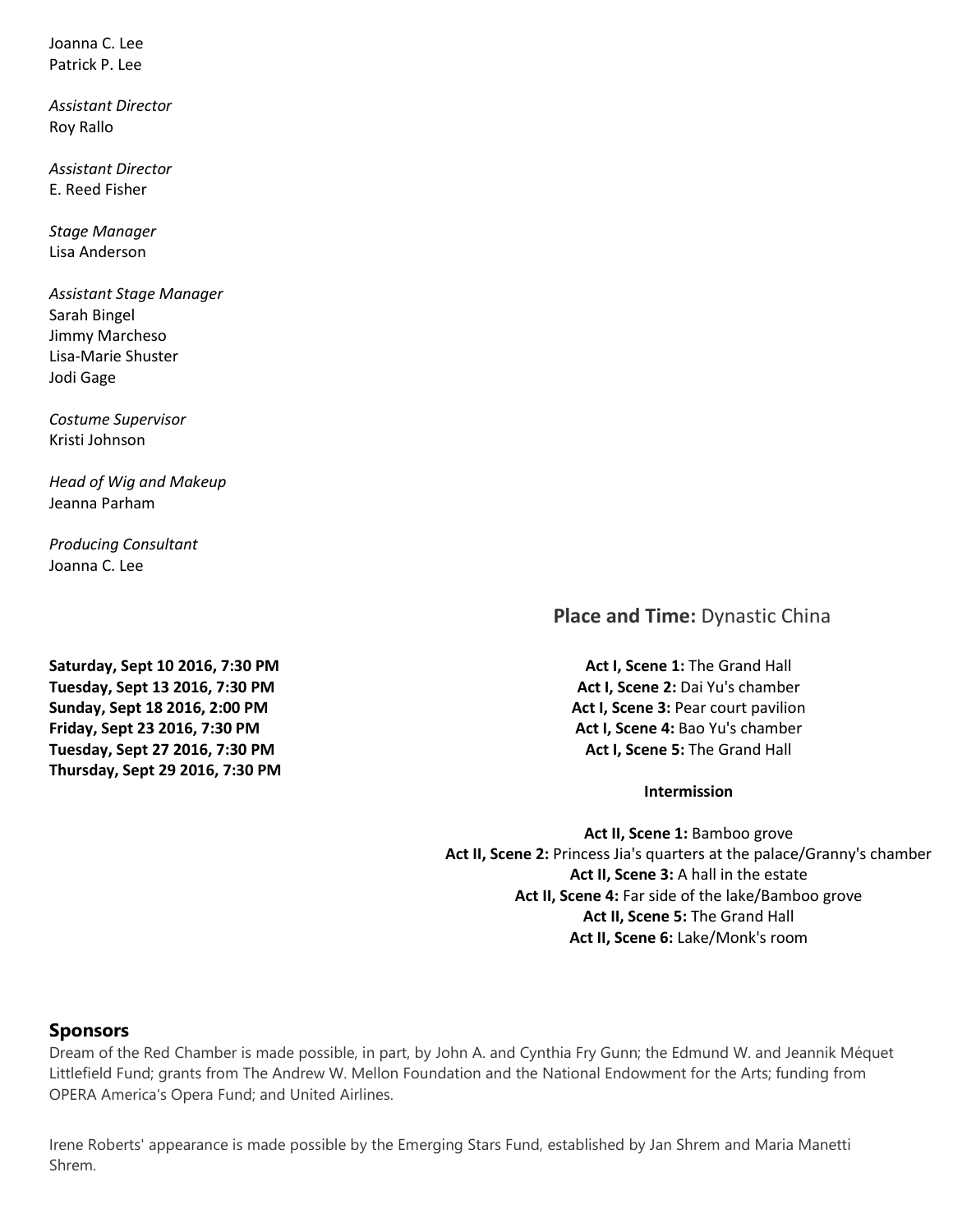Joanna C. Lee
Patrick P. Lee

*Assistant Director*
Roy Rallo

*Assistant Director*
E. Reed Fisher

*Stage Manager*
Lisa Anderson

*Assistant Stage Manager*
Sarah Bingel
Jimmy Marcheso
Lisa-Marie Shuster
Jodi Gage

*Costume Supervisor*
Kristi Johnson

*Head of Wig and Makeup*
Jeanna Parham

*Producing Consultant*
Joanna C. Lee

**Saturday, Sept 10 2016, 7:30 PM**
**Tuesday, Sept 13 2016, 7:30 PM**
**Sunday, Sept 18 2016, 2:00 PM**
**Friday, Sept 23 2016, 7:30 PM**
**Tuesday, Sept 27 2016, 7:30 PM**
**Thursday, Sept 29 2016, 7:30 PM**

**Place and Time:** Dynastic China

**Act I, Scene 1:** The Grand Hall
**Act I, Scene 2:** Dai Yu's chamber
**Act I, Scene 3:** Pear court pavilion
**Act I, Scene 4:** Bao Yu's chamber
**Act I, Scene 5:** The Grand Hall

**Intermission**

**Act II, Scene 1:** Bamboo grove
**Act II, Scene 2:** Princess Jia's quarters at the palace/Granny's chamber
**Act II, Scene 3:** A hall in the estate
**Act II, Scene 4:** Far side of the lake/Bamboo grove
**Act II, Scene 5:** The Grand Hall
**Act II, Scene 6:** Lake/Monk's room

## Sponsors

Dream of the Red Chamber is made possible, in part, by John A. and Cynthia Fry Gunn; the Edmund W. and Jeannik Méquet Littlefield Fund; grants from The Andrew W. Mellon Foundation and the National Endowment for the Arts; funding from OPERA America's Opera Fund; and United Airlines.

Irene Roberts' appearance is made possible by the Emerging Stars Fund, established by Jan Shrem and Maria Manetti Shrem.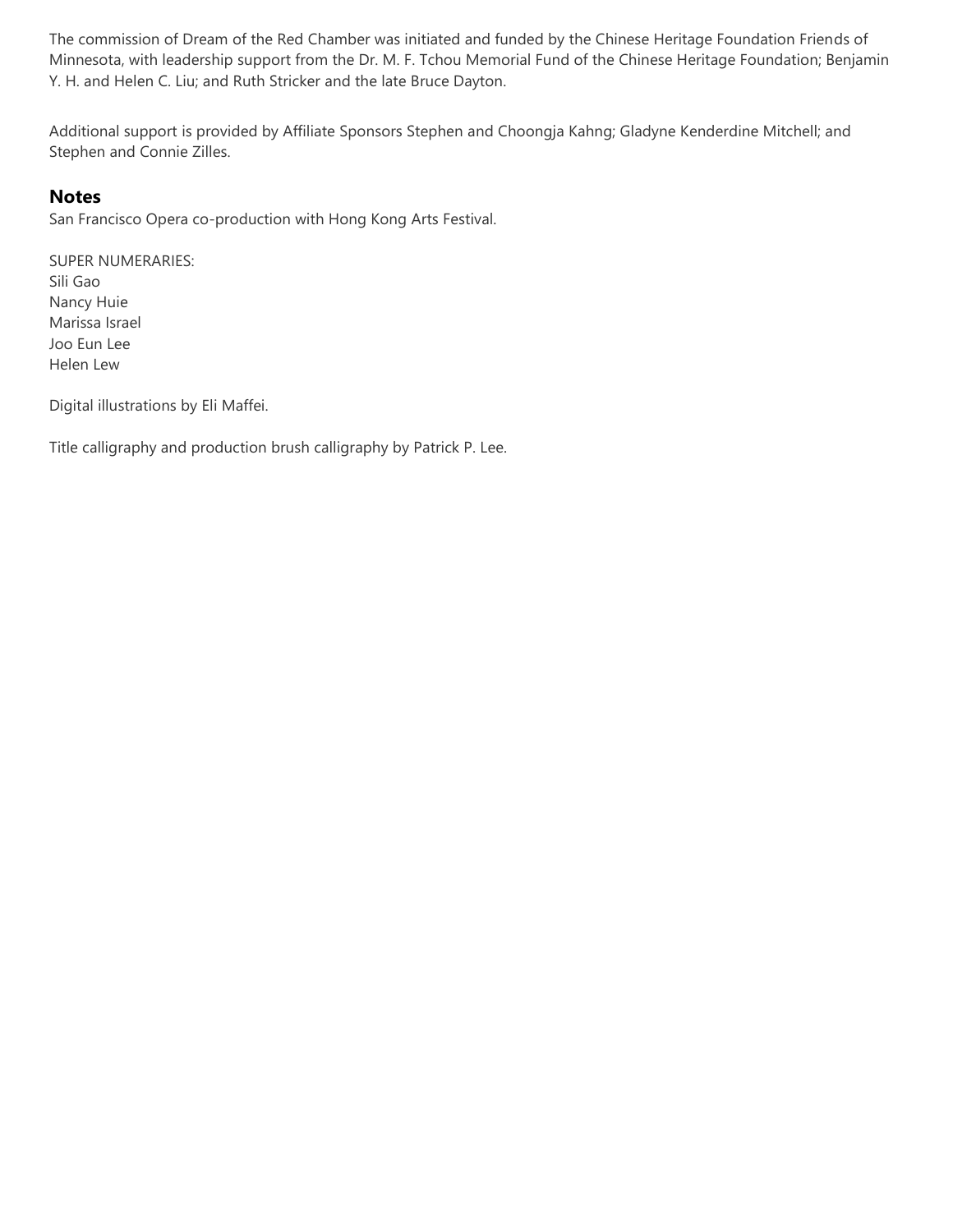The commission of Dream of the Red Chamber was initiated and funded by the Chinese Heritage Foundation Friends of Minnesota, with leadership support from the Dr. M. F. Tchou Memorial Fund of the Chinese Heritage Foundation; Benjamin Y. H. and Helen C. Liu; and Ruth Stricker and the late Bruce Dayton.

Additional support is provided by Affiliate Sponsors Stephen and Choongja Kahng; Gladyne Kenderdine Mitchell; and Stephen and Connie Zilles.

## Notes

San Francisco Opera co-production with Hong Kong Arts Festival.

SUPER NUMERARIES:
Sili Gao
Nancy Huie
Marissa Israel
Joo Eun Lee
Helen Lew

Digital illustrations by Eli Maffei.

Title calligraphy and production brush calligraphy by Patrick P. Lee.